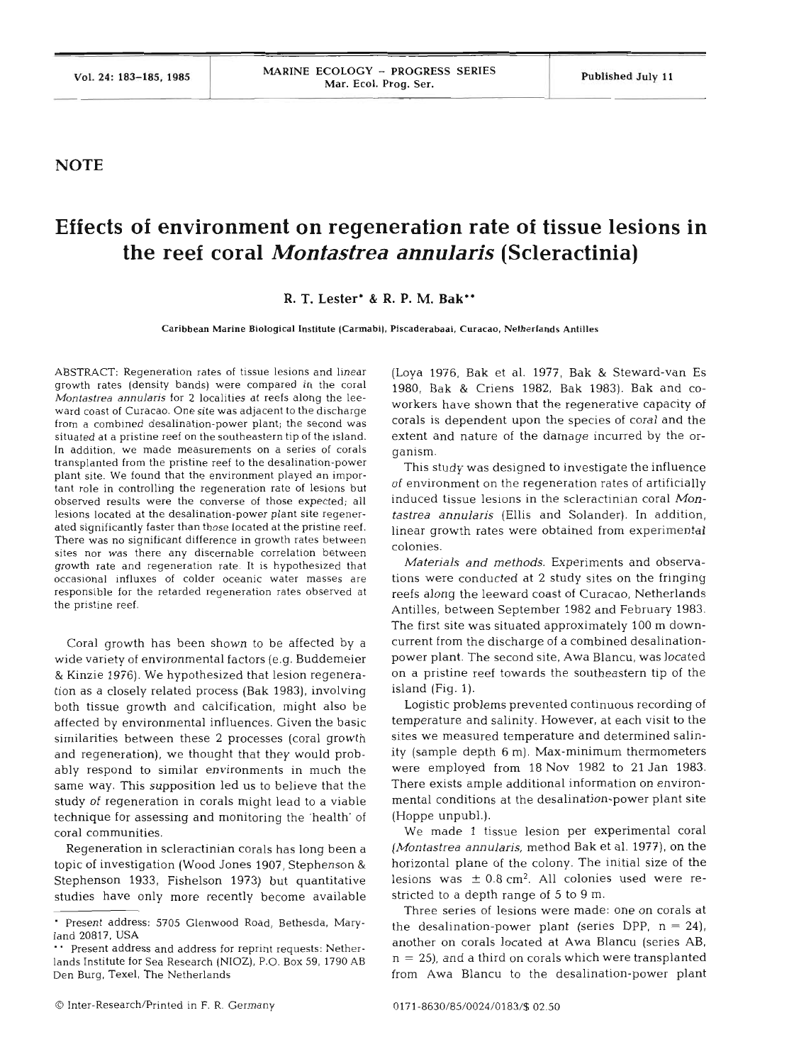**NOTE**

# Effects of environment on regeneration rate of tissue lesions in the reef coral *Montastrea annularis* (Scleractinia)

R. T. Lester* & R. P. M. Bak**

Caribbean Marine Biological Institute (Carmabi), Piscaderabaai, Curacao, Netherlands Antilles

ABSTRACT: Regeneration rates of tissue lesions and linear growth rates (density bands) were compared in the coral *Montastrea annularis* for 2 localities at reefs along the leeward coast of Curacao. One site was adjacent to the discharge from a combined desalination-power plant; the second was situated at a pristine reef on the southeastern tip of the island. In addition, we made measurements on a series of corals transplanted from the pristine reef to the desalination-power plant site. We found that the environment played an important role in controlling the regeneration rate of lesions but observed results were the converse of those expected; all lesions located at the desalination-power plant site regenerated significantly faster than those located at the pristine reef. There was no significant difference in growth rates between sites nor was there any discernable correlation between growth rate and regeneration rate. It is hypothesized that occasional influxes of colder oceanic water masses are responsible for the retarded regeneration rates observed at the pristine reef.

Coral growth has been shown to be affected by a wide variety of environmental factors (e.g. Buddemeier & Kinzie 1976). We hypothesized that lesion regeneration as a closely related process (Bak 1983), involving both tissue growth and calcification, might also be affected by environmental influences. Given the basic similarities between these 2 processes (coral growth and regeneration), we thought that they would probably respond to similar environments in much the same way. This supposition led us to believe that the study of regeneration in corals might lead to a viable technique for assessing and monitoring the 'health' of coral communities.

Regeneration in scleractinian corals has long been a topic of investigation (Wood Jones 1907, Stephenson & Stephenson 1933, Fishelson 1973) but quantitative studies have only more recently become available (Loya 1976, Bak et al. 1977, Bak & Steward-van Es 1980, Bak & Criens 1982, Bak 1983). Bak and coworkers have shown that the regenerative capacity of corals is dependent upon the species of coral and the extent and nature of the damage incurred by the organism.

This study was designed to investigate the influence of environment on the regeneration rates of artificially induced tissue lesions in the scleractinian coral *Montastrea annularis* (Ellis and Solander). In addition, linear growth rates were obtained from experimental colonies.

*Materials and methods.* Experiments and observations were conducted at 2 study sites on the fringing reefs along the leeward coast of Curacao, Netherlands Antilles, between September 1982 and February 1983. The first site was situated approximately 100 m downcurrent from the discharge of a combined desalination-power plant. The second site, Awa Blancu, was located on a pristine reef towards the southeastern tip of the island (Fig. 1).

Logistic problems prevented continuous recording of temperature and salinity. However, at each visit to the sites we measured temperature and determined salinity (sample depth 6 m). Max-minimum thermometers were employed from 18 Nov 1982 to 21 Jan 1983. There exists ample additional information on environmental conditions at the desalination-power plant site (Hoppe unpubl.).

We made 1 tissue lesion per experimental coral (*Montastrea annularis*, method Bak et al. 1977), on the horizontal plane of the colony. The initial size of the lesions was $\pm$ 0.8 $cm^2$. All colonies used were restricted to a depth range of 5 to 9 m.

Three series of lesions were made: one on corals at the desalination-power plant (series DPP, n = 24), another on corals located at Awa Blancu (series AB, n = 25), and a third on corals which were transplanted from Awa Blancu to the desalination-power plant

\* Present address: 5705 Glenwood Road, Bethesda, Maryland 20817, USA

\*\* Present address and address for reprint requests: Netherlands Institute for Sea Research (NIOZ), P.O. Box 59, 1790 AB Den Burg, Texel, The Netherlands

© Inter-Research/Printed in F. R. Germany

0171-8630/85/0024/0183/$ 02.50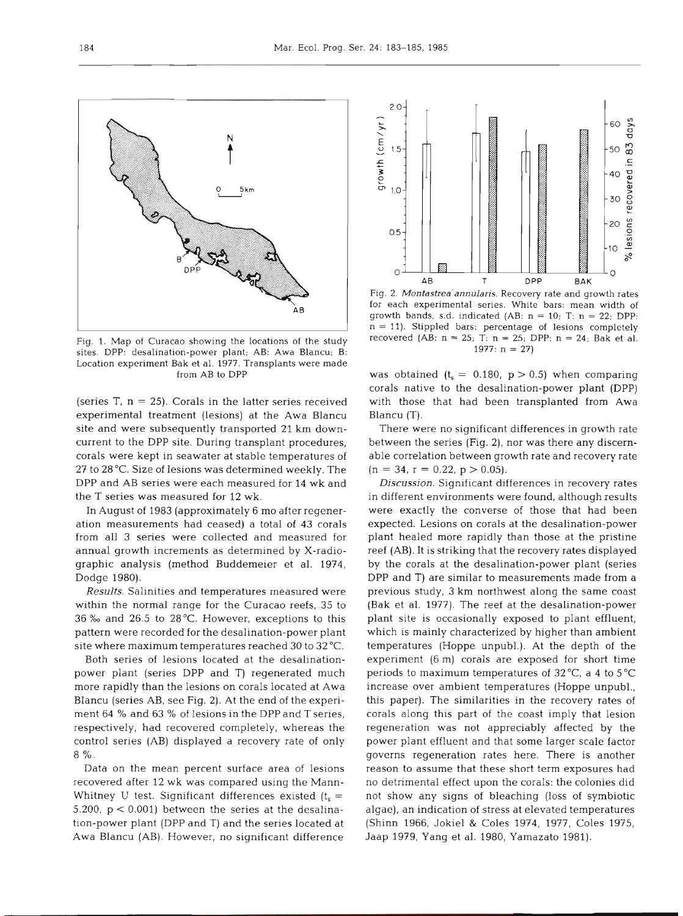Fig. 1. Map of Curacao showing the locations of the study sites. DPP: desalination-power plant; AB: Awa Blancu; B: Location experiment Bak et al. 1977. Transplants were made from AB to DPP

(series T, n = 25). Corals in the latter series received experimental treatment (lesions) at the Awa Blancu site and were subsequently transported 21 km down-current to the DPP site. During transplant procedures, corals were kept in seawater at stable temperatures of 27 to 28 °C. Size of lesions was determined weekly. The DPP and AB series were each measured for 14 wk and the T series was measured for 12 wk.

In August of 1983 (approximately 6 mo after regeneration measurements had ceased) a total of 43 corals from all 3 series were collected and measured for annual growth increments as determined by X-radiographic analysis (method Buddemeier et al. 1974, Dodge 1980).

*Results.* Salinities and temperatures measured were within the normal range for the Curacao reefs, 35 to 36 ‰ and 26.5 to 28 °C. However, exceptions to this pattern were recorded for the desalination-power plant site where maximum temperatures reached 30 to 32 °C.

Both series of lesions located at the desalination-power plant (series DPP and T) regenerated much more rapidly than the lesions on corals located at Awa Blancu (series AB, see Fig. 2). At the end of the experiment 64 % and 63 % of lesions in the DPP and T series, respectively, had recovered completely, whereas the control series (AB) displayed a recovery rate of only 8 %.

Data on the mean percent surface area of lesions recovered after 12 wk was compared using the Mann-Whitney U test. Significant differences existed ($t_s$ = 5.200, $p < 0.001$) between the series at the desalination-power plant (DPP and T) and the series located at Awa Blancu (AB). However, no significant difference

Fig. 2. *Montastrea annularis*. Recovery rate and growth rates for each experimental series. White bars: mean width of growth bands, s.d. indicated (AB: n = 10; T: n = 22; DPP: n = 11). Stippled bars: percentage of lesions completely recovered (AB: n = 25; T: n = 25; DPP: n = 24; Bak et al. 1977: n = 27)

was obtained ($t_s$ = 0.180, $p > 0.5$) when comparing corals native to the desalination-power plant (DPP) with those that had been transplanted from Awa Blancu (T).

There were no significant differences in growth rate between the series (Fig. 2), nor was there any discernable correlation between growth rate and recovery rate (n = 34, r = 0.22, $p > 0.05$).

*Discussion.* Significant differences in recovery rates in different environments were found, although results were exactly the converse of those that had been expected. Lesions on corals at the desalination-power plant healed more rapidly than those at the pristine reef (AB). It is striking that the recovery rates displayed by the corals at the desalination-power plant (series DPP and T) are similar to measurements made from a previous study, 3 km northwest along the same coast (Bak et al. 1977). The reef at the desalination-power plant site is occasionally exposed to plant effluent, which is mainly characterized by higher than ambient temperatures (Hoppe unpubl.). At the depth of the experiment (6 m) corals are exposed for short time periods to maximum temperatures of 32 °C, a 4 to 5 °C increase over ambient temperatures (Hoppe unpubl., this paper). The similarities in the recovery rates of corals along this part of the coast imply that lesion regeneration was not appreciably affected by the power plant effluent and that some larger scale factor governs regeneration rates here. There is another reason to assume that these short term exposures had no detrimental effect upon the corals: the colonies did not show any signs of bleaching (loss of symbiotic algae), an indication of stress at elevated temperatures (Shinn 1966, Jokiel & Coles 1974, 1977, Coles 1975, Jaap 1979, Yang et al. 1980, Yamazato 1981).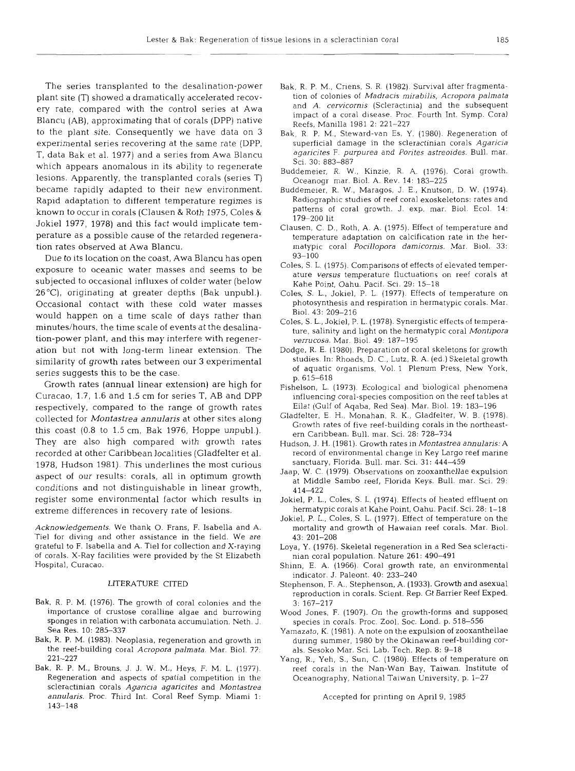The series transplanted to the desalination-power plant site (T) showed a dramatically accelerated recovery rate, compared with the control series at Awa Blancu (AB), approximating that of corals (DPP) native to the plant site. Consequently we have data on 3 experimental series recovering at the same rate (DPP, T, data Bak et al. 1977) and a series from Awa Blancu which appears anomalous in its ability to regenerate lesions. Apparently, the transplanted corals (series T) became rapidly adapted to their new environment. Rapid adaptation to different temperature regimes is known to occur in corals (Clausen & Roth 1975, Coles & Jokiel 1977, 1978) and this fact would implicate temperature as a possible cause of the retarded regeneration rates observed at Awa Blancu.

Due to its location on the coast, Awa Blancu has open exposure to oceanic water masses and seems to be subjected to occasional influxes of colder water (below 26 °C), originating at greater depths (Bak unpubl.). Occasional contact with these cold water masses would happen on a time scale of days rather than minutes/hours, the time scale of events at the desalination-power plant, and this may interfere with regeneration but not with long-term linear extension. The similarity of growth rates between our 3 experimental series suggests this to be the case.

Growth rates (annual linear extension) are high for Curacao, 1.7, 1.6 and 1.5 cm for series T, AB and DPP respectively, compared to the range of growth rates collected for *Montastrea annularis* at other sites along this coast (0.8 to 1.5 cm, Bak 1976, Hoppe unpubl.). They are also high compared with growth rates recorded at other Caribbean localities (Gladfelter et al. 1978, Hudson 1981). This underlines the most curious aspect of our results: corals, all in optimum growth conditions and not distinguishable in linear growth, register some environmental factor which results in extreme differences in recovery rate of lesions.

*Acknowledgements.* We thank O. Frans, F. Isabella and A. Tiel for diving and other assistance in the field. We are grateful to F. Isabella and A. Tiel for collection and X-raying of corals. X-Ray facilities were provided by the St Elizabeth Hospital, Curacao.

## LITERATURE CITED

Bak, R. P. M. (1976). The growth of coral colonies and the importance of crustose coralline algae and burrowing sponges in relation with carbonata accumulation. Neth. J. Sea Res. 10: 285–337

Bak, R. P. M. (1983). Neoplasia, regeneration and growth in the reef-building coral *Acropora palmata*. Mar. Biol. 77: 221–227

Bak, R. P. M., Brouns, J. J. W. M., Heys, F. M. L. (1977). Regeneration and aspects of spatial competition in the scleractinian corals *Agaricia agaricites* and *Montastrea annularis*. Proc. Third Int. Coral Reef Symp. Miami 1: 143–148

Bak, R. P. M., Criens, S. R. (1982). Survival after fragmentation of colonies of *Madracis mirabilis*, *Acropora palmata* and *A. cervicornis* (Scleractinia) and the subsequent impact of a coral disease. Proc. Fourth Int. Symp. Coral Reefs, Manilla 1981 2: 221–227

Bak, R. P. M., Steward-van Es, Y. (1980). Regeneration of superficial damage in the scleractinian corals *Agaricia agaricites* F. *purpurea* and *Porites astreoides*. Bull. mar. Sci. 30: 883–887

Buddemeier, R. W., Kinzie, R. A. (1976). Coral growth. Oceanogr mar. Biol. A. Rev. 14: 183–225

Buddemeier, R. W., Maragos, J. E., Knutson, D. W. (1974). Radiographic studies of reef coral exoskeletons: rates and patterns of coral growth. J. exp. mar. Biol. Ecol. 14: 179–200 lit

Clausen, C. D., Roth, A. A. (1975). Effect of temperature and temperature adaptation on calcification rate in the hermatypic coral *Pocillopora damicornis*. Mar. Biol. 33: 93–100

Coles, S. L. (1975). Comparisons of effects of elevated temperature *versus* temperature fluctuations on reef corals at Kahe Point, Oahu. Pacif. Sci. 29: 15–18

Coles, S. L., Jokiel, P. L. (1977). Effects of temperature on photosynthesis and respiration in hermatypic corals. Mar. Biol. 43: 209–216

Coles, S. L., Jokiel, P. L. (1978). Synergistic effects of temperature, salinity and light on the hermatypic coral *Montipora verrucosa*. Mar. Biol. 49: 187–195

Dodge, R. E. (1980). Preparation of coral skeletons for growth studies. In: Rhoads, D. C., Lutz, R. A. (ed.) Skeletal growth of aquatic organisms, Vol. 1 Plenum Press, New York, p. 615–618

Fishelson, L. (1973). Ecological and biological phenomena influencing coral-species composition on the reef tables at Eilat (Gulf of Aqaba, Red Sea). Mar. Biol. 19: 183–196

Gladfelter, E. H., Monahan, R. K., Gladfelter, W. B. (1978). Growth rates of five reef-building corals in the northeastern Caribbean. Bull. mar. Sci. 28: 728–734

Hudson, J. H. (1981). Growth rates in *Montastrea annularis*: A record of environmental change in Key Largo reef marine sanctuary, Florida. Bull. mar. Sci. 31: 444–459

Jaap, W. C. (1979). Observations on zooxanthellae expulsion at Middle Sambo reef, Florida Keys. Bull. mar. Sci. 29: 414–422

Jokiel, P. L., Coles, S. L. (1974). Effects of heated effluent on hermatypic corals at Kahe Point, Oahu. Pacif. Sci. 28: 1–18

Jokiel, P. L., Coles, S. L. (1977). Effect of temperature on the mortality and growth of Hawaiian reef corals. Mar. Biol. 43: 201–208

Loya, Y. (1976). Skeletal regeneration in a Red Sea scleractinian coral population. Nature 261: 490–491

Shinn, E. A. (1966). Coral growth rate, an environmental indicator. J. Paleont. 40: 233–240

Stephenson, F. A., Stephenson, A. (1933). Growth and asexual reproduction in corals. Scient. Rep. Gt Barrier Reef Exped. 3: 167–217

Wood Jones, F. (1907). On the growth-forms and supposed species in corals. Proc. Zool. Soc. Lond. p. 518–556

Yamazato, K. (1981). A note on the expulsion of zooxanthellae during summer, 1980 by the Okinawan reef-building corals. Sesoko Mar. Sci. Lab. Tech. Rep. 8: 9–18

Yang, R., Yeh, S., Sun, C. (1980). Effects of temperature on reef corals in the Nan-Wan Bay, Taiwan. Institute of Oceanography, National Taiwan University, p. 1–27

Accepted for printing on April 9, 1985